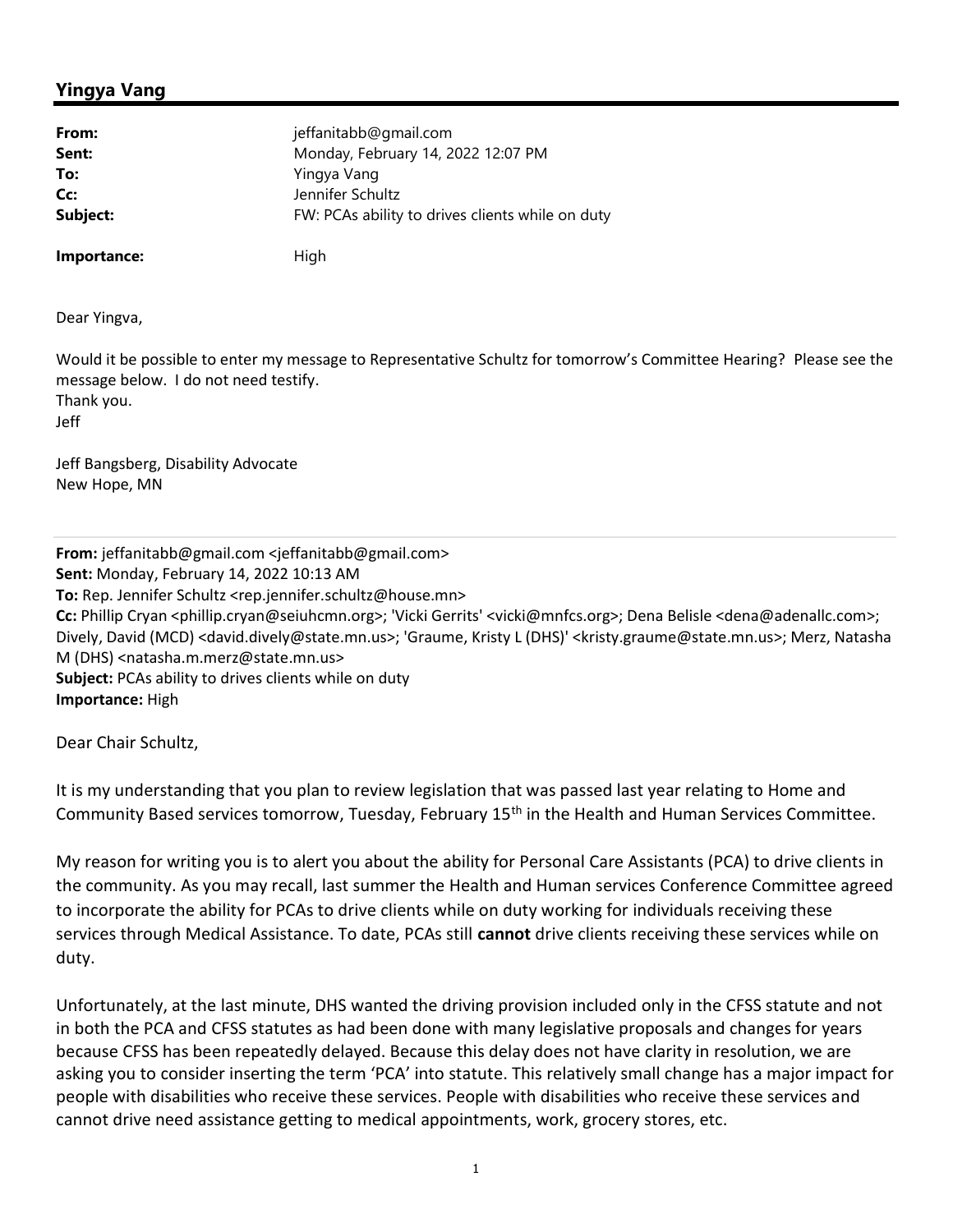## Yingya Vang

| | |
|---|---|
| **From:** | jeffanitabb@gmail.com |
| **Sent:** | Monday, February 14, 2022 12:07 PM |
| **To:** | Yingya Vang |
| **Cc:** | Jennifer Schultz |
| **Subject:** | FW: PCAs ability to drives clients while on duty |
| **Importance:** | High |

Dear Yingva,

Would it be possible to enter my message to Representative Schultz for tomorrow's Committee Hearing? Please see the message below. I do not need testify.
Thank you.
Jeff

Jeff Bangsberg, Disability Advocate
New Hope, MN

---

**From:** jeffanitabb@gmail.com <jeffanitabb@gmail.com>
**Sent:** Monday, February 14, 2022 10:13 AM
**To:** Rep. Jennifer Schultz <rep.jennifer.schultz@house.mn>
**Cc:** Phillip Cryan <phillip.cryan@seiuhcmn.org>; 'Vicki Gerrits' <vicki@mnfcs.org>; Dena Belisle <dena@adenallc.com>; Dively, David (MCD) <david.dively@state.mn.us>; 'Graume, Kristy L (DHS)' <kristy.graume@state.mn.us>; Merz, Natasha M (DHS) <natasha.m.merz@state.mn.us>
**Subject:** PCAs ability to drives clients while on duty
**Importance:** High

Dear Chair Schultz,

It is my understanding that you plan to review legislation that was passed last year relating to Home and Community Based services tomorrow, Tuesday, February 15th in the Health and Human Services Committee.

My reason for writing you is to alert you about the ability for Personal Care Assistants (PCA) to drive clients in the community. As you may recall, last summer the Health and Human services Conference Committee agreed to incorporate the ability for PCAs to drive clients while on duty working for individuals receiving these services through Medical Assistance. To date, PCAs still **cannot** drive clients receiving these services while on duty.

Unfortunately, at the last minute, DHS wanted the driving provision included only in the CFSS statute and not in both the PCA and CFSS statutes as had been done with many legislative proposals and changes for years because CFSS has been repeatedly delayed. Because this delay does not have clarity in resolution, we are asking you to consider inserting the term 'PCA' into statute. This relatively small change has a major impact for people with disabilities who receive these services. People with disabilities who receive these services and cannot drive need assistance getting to medical appointments, work, grocery stores, etc.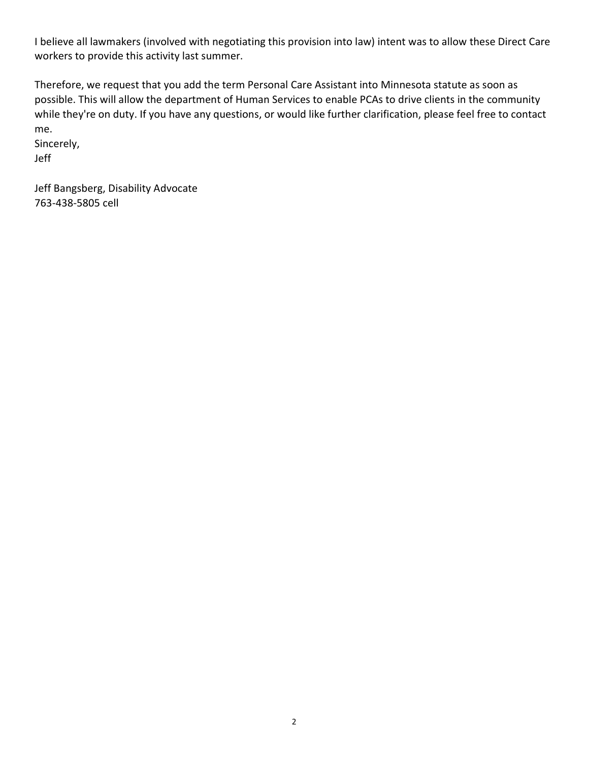I believe all lawmakers (involved with negotiating this provision into law) intent was to allow these Direct Care workers to provide this activity last summer.

Therefore, we request that you add the term Personal Care Assistant into Minnesota statute as soon as possible. This will allow the department of Human Services to enable PCAs to drive clients in the community while they're on duty. If you have any questions, or would like further clarification, please feel free to contact me.

Sincerely,
Jeff

Jeff Bangsberg, Disability Advocate
763-438-5805 cell